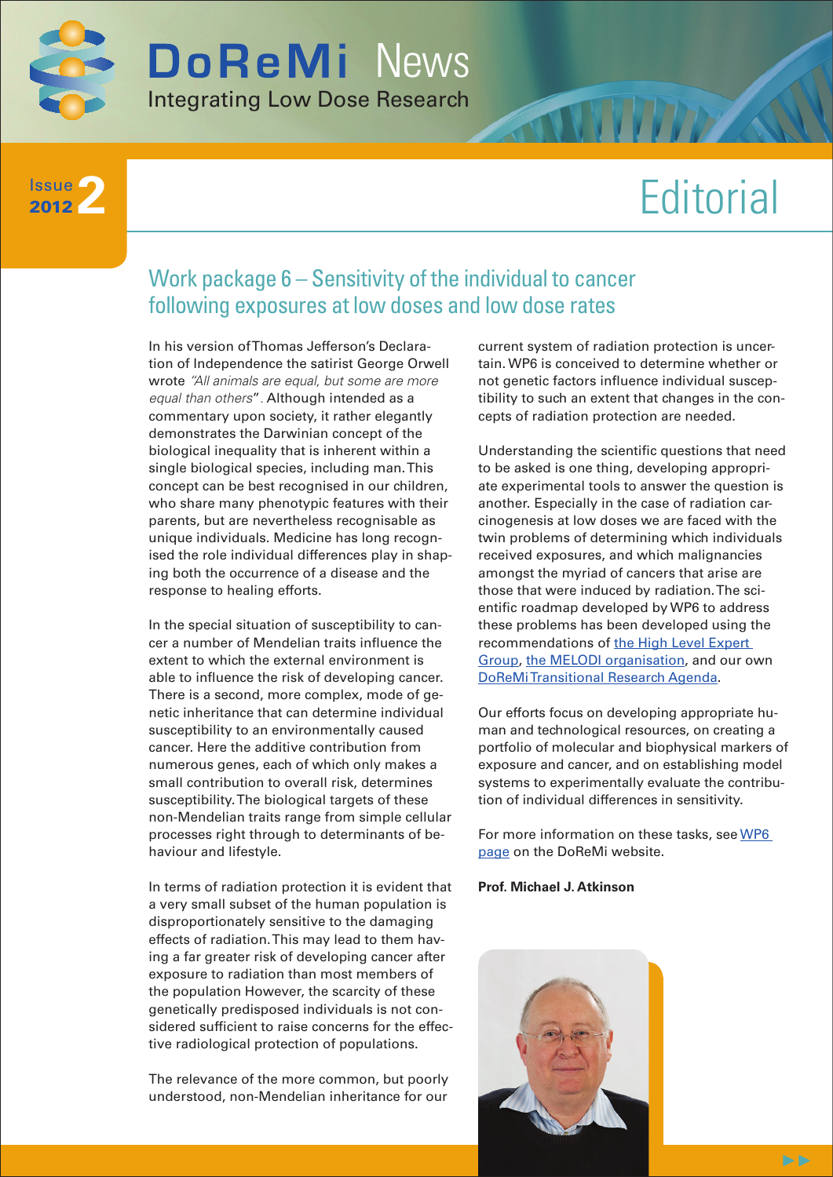# DoReMi News

Integrating Low Dose Research

Issue 2 2012

# Editorial

## Work package 6 – Sensitivity of the individual to cancer following exposures at low doses and low dose rates

In his version of Thomas Jefferson's Declaration of Independence the satirist George Orwell wrote *"All animals are equal, but some are more equal than others"*. Although intended as a commentary upon society, it rather elegantly demonstrates the Darwinian concept of the biological inequality that is inherent within a single biological species, including man. This concept can be best recognised in our children, who share many phenotypic features with their parents, but are nevertheless recognisable as unique individuals. Medicine has long recognised the role individual differences play in shaping both the occurrence of a disease and the response to healing efforts.

In the special situation of susceptibility to cancer a number of Mendelian traits influence the extent to which the external environment is able to influence the risk of developing cancer. There is a second, more complex, mode of genetic inheritance that can determine individual susceptibility to an environmentally caused cancer. Here the additive contribution from numerous genes, each of which only makes a small contribution to overall risk, determines susceptibility. The biological targets of these non-Mendelian traits range from simple cellular processes right through to determinants of behaviour and lifestyle.

In terms of radiation protection it is evident that a very small subset of the human population is disproportionately sensitive to the damaging effects of radiation. This may lead to them having a far greater risk of developing cancer after exposure to radiation than most members of the population However, the scarcity of these genetically predisposed individuals is not considered sufficient to raise concerns for the effective radiological protection of populations.

The relevance of the more common, but poorly understood, non-Mendelian inheritance for our current system of radiation protection is uncertain. WP6 is conceived to determine whether or not genetic factors influence individual susceptibility to such an extent that changes in the concepts of radiation protection are needed.

Understanding the scientific questions that need to be asked is one thing, developing appropriate experimental tools to answer the question is another. Especially in the case of radiation carcinogenesis at low doses we are faced with the twin problems of determining which individuals received exposures, and which malignancies amongst the myriad of cancers that arise are those that were induced by radiation. The scientific roadmap developed by WP6 to address these problems has been developed using the recommendations of the High Level Expert Group, the MELODI organisation, and our own DoReMi Transitional Research Agenda.

Our efforts focus on developing appropriate human and technological resources, on creating a portfolio of molecular and biophysical markers of exposure and cancer, and on establishing model systems to experimentally evaluate the contribution of individual differences in sensitivity.

For more information on these tasks, see WP6 page on the DoReMi website.

**Prof. Michael J. Atkinson**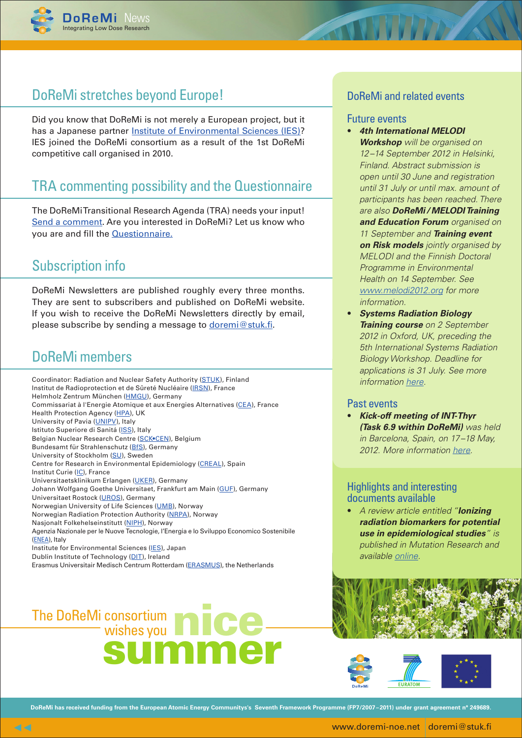# DoReMi stretches beyond Europe!

Did you know that DoReMi is not merely a European project, but it has a Japanese partner Institute of Environmental Sciences (IES)? IES joined the DoReMi consortium as a result of the 1st DoReMi competitive call organised in 2010.

# TRA commenting possibility and the Questionnaire

The DoReMi Transitional Research Agenda (TRA) needs your input! Send a comment. Are you interested in DoReMi? Let us know who you are and fill the Questionnaire.

# Subscription info

DoReMi Newsletters are published roughly every three months. They are sent to subscribers and published on DoReMi website. If you wish to receive the DoReMi Newsletters directly by email, please subscribe by sending a message to doremi@stuk.fi.

# DoReMi members

Coordinator: Radiation and Nuclear Safety Authority (STUK), Finland
Institut de Radioprotection et de Sûreté Nucléaire (IRSN), France
Helmholz Zentrum München (HMGU), Germany
Commissariat à l'Energie Atomique et aux Energies Alternatives (CEA), France
Health Protection Agency (HPA), UK
University of Pavia (UNIPV), Italy
Istituto Superiore di Sanitá (ISS), Italy
Belgian Nuclear Research Centre (SCK•CEN), Belgium
Bundesamt für Strahlenschutz (BfS), Germany
University of Stockholm (SU), Sweden
Centre for Research in Environmental Epidemiology (CREAL), Spain
Institut Curie (IC), France
Universitaetsklinikum Erlangen (UKER), Germany
Johann Wolfgang Goethe Universitaet, Frankfurt am Main (GUF), Germany
Universitaet Rostock (UROS), Germany
Norwegian University of Life Sciences (UMB), Norway
Norwegian Radiation Protection Authority (NRPA), Norway
Nasjonalt Folkehelseinstitutt (NIPH), Norway
Agenzia Nazionale per le Nuove Tecnologie, l'Energia e lo Sviluppo Economico Sostenibile (ENEA), Italy
Institute for Environmental Sciences (IES), Japan
Dublin Institute of Technology (DIT), Ireland
Erasmus Universitair Medisch Centrum Rotterdam (ERASMUS), the Netherlands

The DoReMi consortium wishes you **nice summer**

# DoReMi and related events

## Future events

- ***4th International MELODI Workshop*** *will be organised on 12–14 September 2012 in Helsinki, Finland. Abstract submission is open until 30 June and registration until 31 July or until max. amount of participants has been reached. There are also* ***DoReMi / MELODI Training and Education Forum*** *organised on 11 September and* ***Training event on Risk models*** *jointly organised by MELODI and the Finnish Doctoral Programme in Environmental Health on 14 September. See www.melodi2012.org for more information.*
- ***Systems Radiation Biology Training course*** *on 2 September 2012 in Oxford, UK, preceding the 5th International Systems Radiation Biology Workshop. Deadline for applications is 31 July. See more information here.*

## Past events

- ***Kick-off meeting of INT-Thyr (Task 6.9 within DoReMi)*** *was held in Barcelona, Spain, on 17–18 May, 2012. More information here.*

## Highlights and interesting documents available

- *A review article entitled "**Ionizing radiation biomarkers for potential use in epidemiological studies**" is published in Mutation Research and available online.*

DoReMi has received funding from the European Atomic Energy Communitys's Seventh Framework Programme (FP7/2007–2011) under grant agreement n° 249689.

www.doremi-noe.net | doremi@stuk.fi